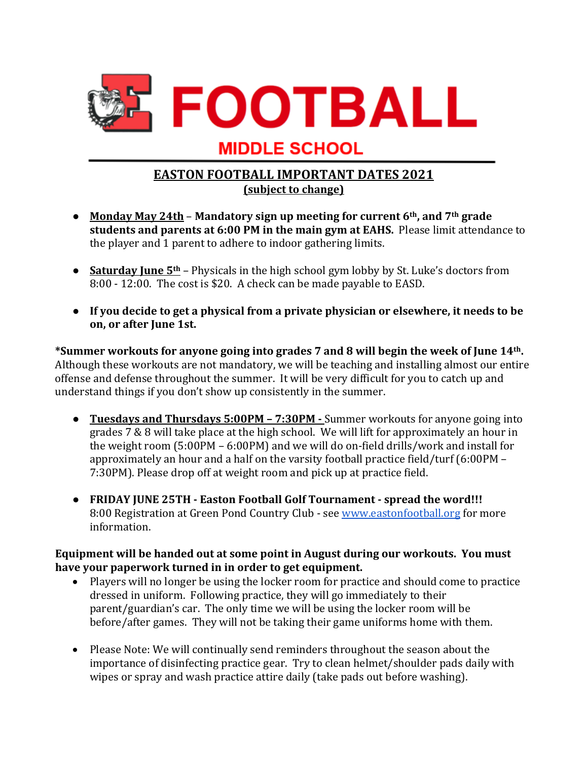# FOOTBALL

## MIDDLE SCHOOL

## EASTON FOOTBALL IMPORTANT DATES 2021
**(subject to change)**

- **Monday May 24th** – **Mandatory sign up meeting for current 6th, and 7th grade students and parents at 6:00 PM in the main gym at EAHS.** Please limit attendance to the player and 1 parent to adhere to indoor gathering limits.

- **Saturday June 5th** – Physicals in the high school gym lobby by St. Luke's doctors from 8:00 - 12:00. The cost is $20. A check can be made payable to EASD.

- **If you decide to get a physical from a private physician or elsewhere, it needs to be on, or after June 1st.**

**\*Summer workouts for anyone going into grades 7 and 8 will begin the week of June 14th.** Although these workouts are not mandatory, we will be teaching and installing almost our entire offense and defense throughout the summer. It will be very difficult for you to catch up and understand things if you don't show up consistently in the summer.

- **Tuesdays and Thursdays 5:00PM – 7:30PM -** Summer workouts for anyone going into grades 7 & 8 will take place at the high school. We will lift for approximately an hour in the weight room (5:00PM – 6:00PM) and we will do on-field drills/work and install for approximately an hour and a half on the varsity football practice field/turf (6:00PM – 7:30PM). Please drop off at weight room and pick up at practice field.

- **FRIDAY JUNE 25TH - Easton Football Golf Tournament - spread the word!!!** 8:00 Registration at Green Pond Country Club - see www.eastonfootball.org for more information.

**Equipment will be handed out at some point in August during our workouts. You must have your paperwork turned in in order to get equipment.**

- Players will no longer be using the locker room for practice and should come to practice dressed in uniform. Following practice, they will go immediately to their parent/guardian's car. The only time we will be using the locker room will be before/after games. They will not be taking their game uniforms home with them.

- Please Note: We will continually send reminders throughout the season about the importance of disinfecting practice gear. Try to clean helmet/shoulder pads daily with wipes or spray and wash practice attire daily (take pads out before washing).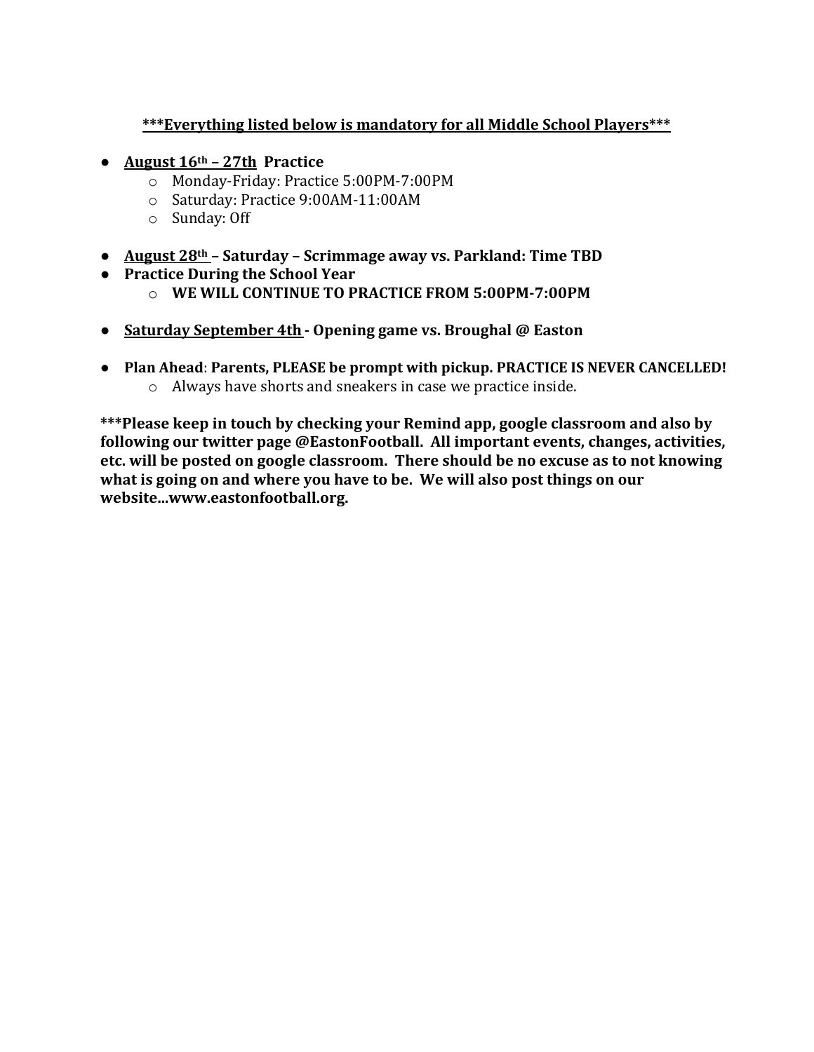***Everything listed below is mandatory for all Middle School Players***

- **August 16th – 27th Practice**
  - Monday-Friday: Practice 5:00PM-7:00PM
  - Saturday: Practice 9:00AM-11:00AM
  - Sunday: Off
- **August 28th – Saturday – Scrimmage away vs. Parkland: Time TBD**
- **Practice During the School Year**
  - **WE WILL CONTINUE TO PRACTICE FROM 5:00PM-7:00PM**
- **Saturday September 4th - Opening game vs. Broughal @ Easton**
- **Plan Ahead: Parents, PLEASE be prompt with pickup. PRACTICE IS NEVER CANCELLED!**
  - Always have shorts and sneakers in case we practice inside.

**\*\*\*Please keep in touch by checking your Remind app, google classroom and also by following our twitter page @EastonFootball. All important events, changes, activities, etc. will be posted on google classroom. There should be no excuse as to not knowing what is going on and where you have to be. We will also post things on our website...www.eastonfootball.org.**